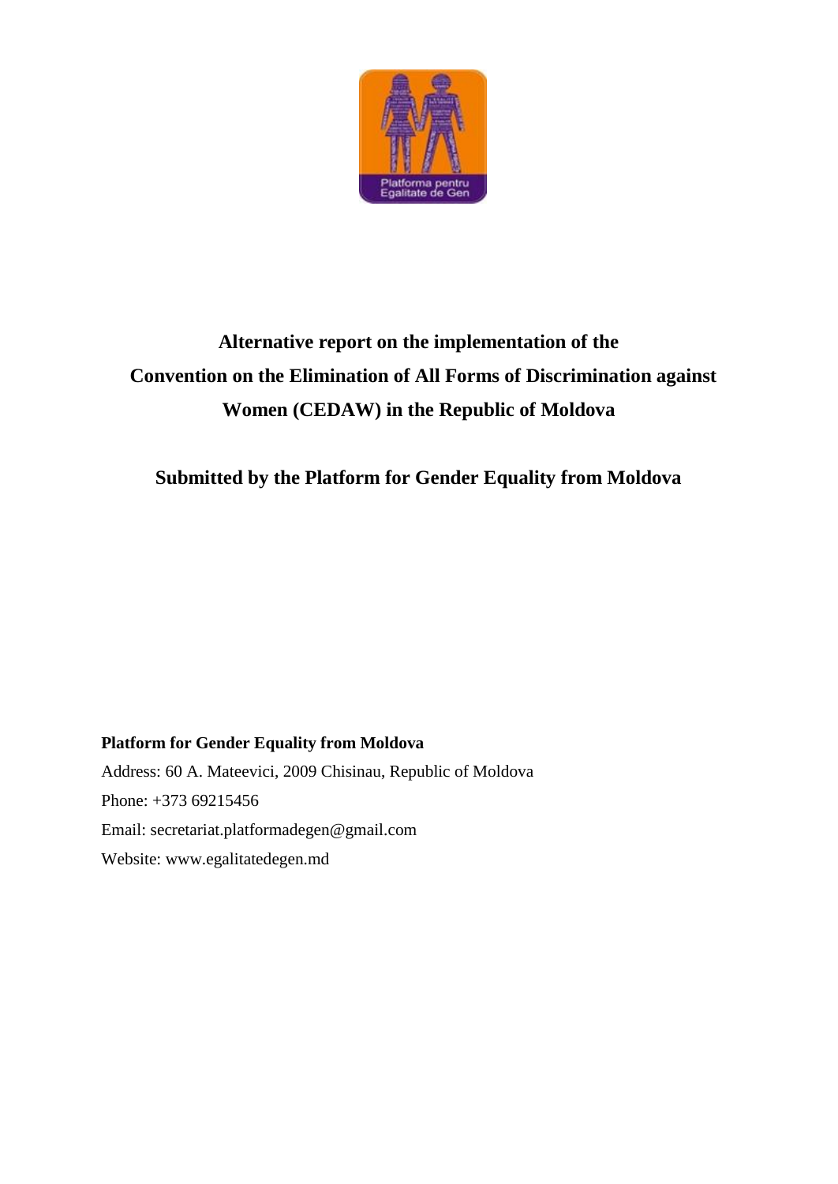# Alternative report on the implementation of the Convention on the Elimination of All Forms of Discrimination against Women (CEDAW) in the Republic of Moldova

## Submitted by the Platform for Gender Equality from Moldova

**Platform for Gender Equality from Moldova**

Address: 60 A. Mateevici, 2009 Chisinau, Republic of Moldova

Phone: +373 69215456

Email: secretariat.platformadegen@gmail.com

Website: www.egalitatedegen.md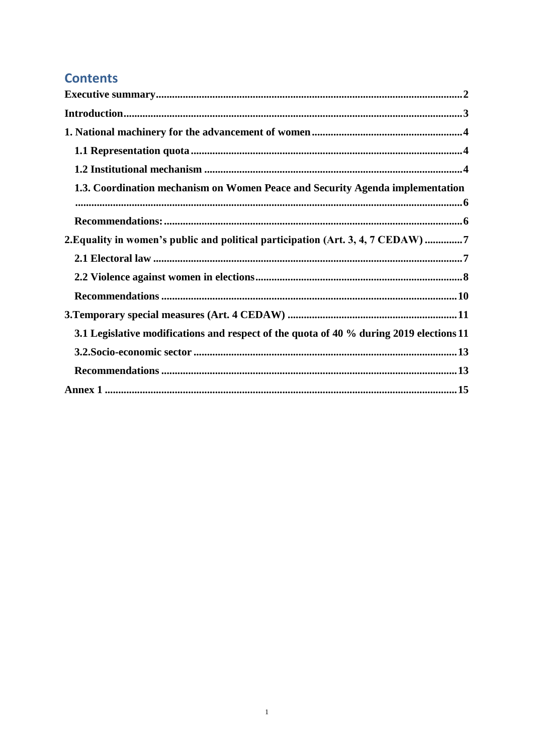## Contents

- Executive summary ........ 2
- Introduction ........ 3
- 1. National machinery for the advancement of women ........ 4
  - 1.1 Representation quota ........ 4
  - 1.2 Institutional mechanism ........ 4
  - 1.3. Coordination mechanism on Women Peace and Security Agenda implementation ........ 6
  - Recommendations: ........ 6
- 2.Equality in women's public and political participation (Art. 3, 4, 7 CEDAW) ........ 7
  - 2.1 Electoral law ........ 7
  - 2.2 Violence against women in elections ........ 8
  - Recommendations ........ 10
- 3.Temporary special measures (Art. 4 CEDAW) ........ 11
  - 3.1 Legislative modifications and respect of the quota of 40 % during 2019 elections ........ 11
  - 3.2.Socio-economic sector ........ 13
  - Recommendations ........ 13
- Annex 1 ........ 15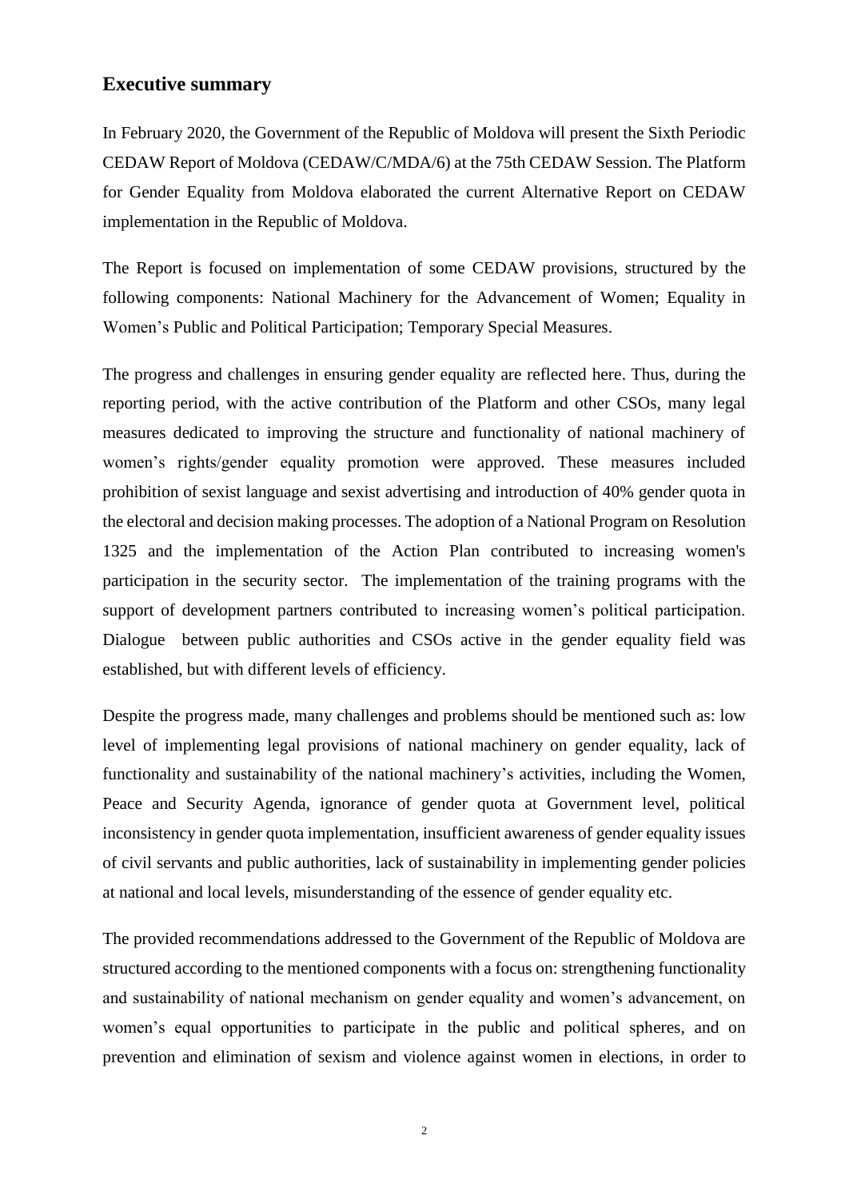## Executive summary

In February 2020, the Government of the Republic of Moldova will present the Sixth Periodic CEDAW Report of Moldova (CEDAW/C/MDA/6) at the 75th CEDAW Session. The Platform for Gender Equality from Moldova elaborated the current Alternative Report on CEDAW implementation in the Republic of Moldova.

The Report is focused on implementation of some CEDAW provisions, structured by the following components: National Machinery for the Advancement of Women; Equality in Women's Public and Political Participation; Temporary Special Measures.

The progress and challenges in ensuring gender equality are reflected here. Thus, during the reporting period, with the active contribution of the Platform and other CSOs, many legal measures dedicated to improving the structure and functionality of national machinery of women's rights/gender equality promotion were approved. These measures included prohibition of sexist language and sexist advertising and introduction of 40% gender quota in the electoral and decision making processes. The adoption of a National Program on Resolution 1325 and the implementation of the Action Plan contributed to increasing women's participation in the security sector. The implementation of the training programs with the support of development partners contributed to increasing women's political participation. Dialogue between public authorities and CSOs active in the gender equality field was established, but with different levels of efficiency.

Despite the progress made, many challenges and problems should be mentioned such as: low level of implementing legal provisions of national machinery on gender equality, lack of functionality and sustainability of the national machinery's activities, including the Women, Peace and Security Agenda, ignorance of gender quota at Government level, political inconsistency in gender quota implementation, insufficient awareness of gender equality issues of civil servants and public authorities, lack of sustainability in implementing gender policies at national and local levels, misunderstanding of the essence of gender equality etc.

The provided recommendations addressed to the Government of the Republic of Moldova are structured according to the mentioned components with a focus on: strengthening functionality and sustainability of national mechanism on gender equality and women's advancement, on women's equal opportunities to participate in the public and political spheres, and on prevention and elimination of sexism and violence against women in elections, in order to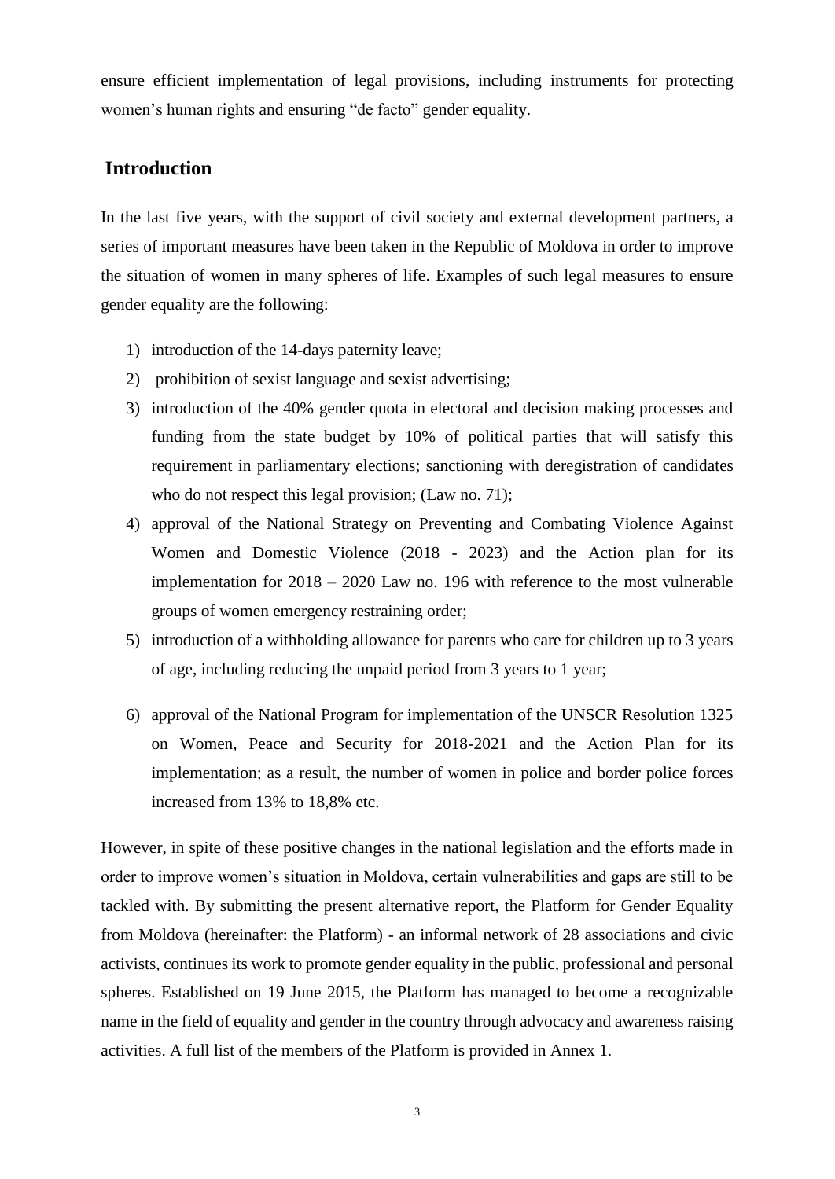ensure efficient implementation of legal provisions, including instruments for protecting women's human rights and ensuring "de facto" gender equality.

## Introduction

In the last five years, with the support of civil society and external development partners, a series of important measures have been taken in the Republic of Moldova in order to improve the situation of women in many spheres of life. Examples of such legal measures to ensure gender equality are the following:

1) introduction of the 14-days paternity leave;
2) prohibition of sexist language and sexist advertising;
3) introduction of the 40% gender quota in electoral and decision making processes and funding from the state budget by 10% of political parties that will satisfy this requirement in parliamentary elections; sanctioning with deregistration of candidates who do not respect this legal provision; (Law no. 71);
4) approval of the National Strategy on Preventing and Combating Violence Against Women and Domestic Violence (2018 - 2023) and the Action plan for its implementation for 2018 – 2020 Law no. 196 with reference to the most vulnerable groups of women emergency restraining order;
5) introduction of a withholding allowance for parents who care for children up to 3 years of age, including reducing the unpaid period from 3 years to 1 year;
6) approval of the National Program for implementation of the UNSCR Resolution 1325 on Women, Peace and Security for 2018-2021 and the Action Plan for its implementation; as a result, the number of women in police and border police forces increased from 13% to 18,8% etc.

However, in spite of these positive changes in the national legislation and the efforts made in order to improve women's situation in Moldova, certain vulnerabilities and gaps are still to be tackled with. By submitting the present alternative report, the Platform for Gender Equality from Moldova (hereinafter: the Platform) - an informal network of 28 associations and civic activists, continues its work to promote gender equality in the public, professional and personal spheres. Established on 19 June 2015, the Platform has managed to become a recognizable name in the field of equality and gender in the country through advocacy and awareness raising activities. A full list of the members of the Platform is provided in Annex 1.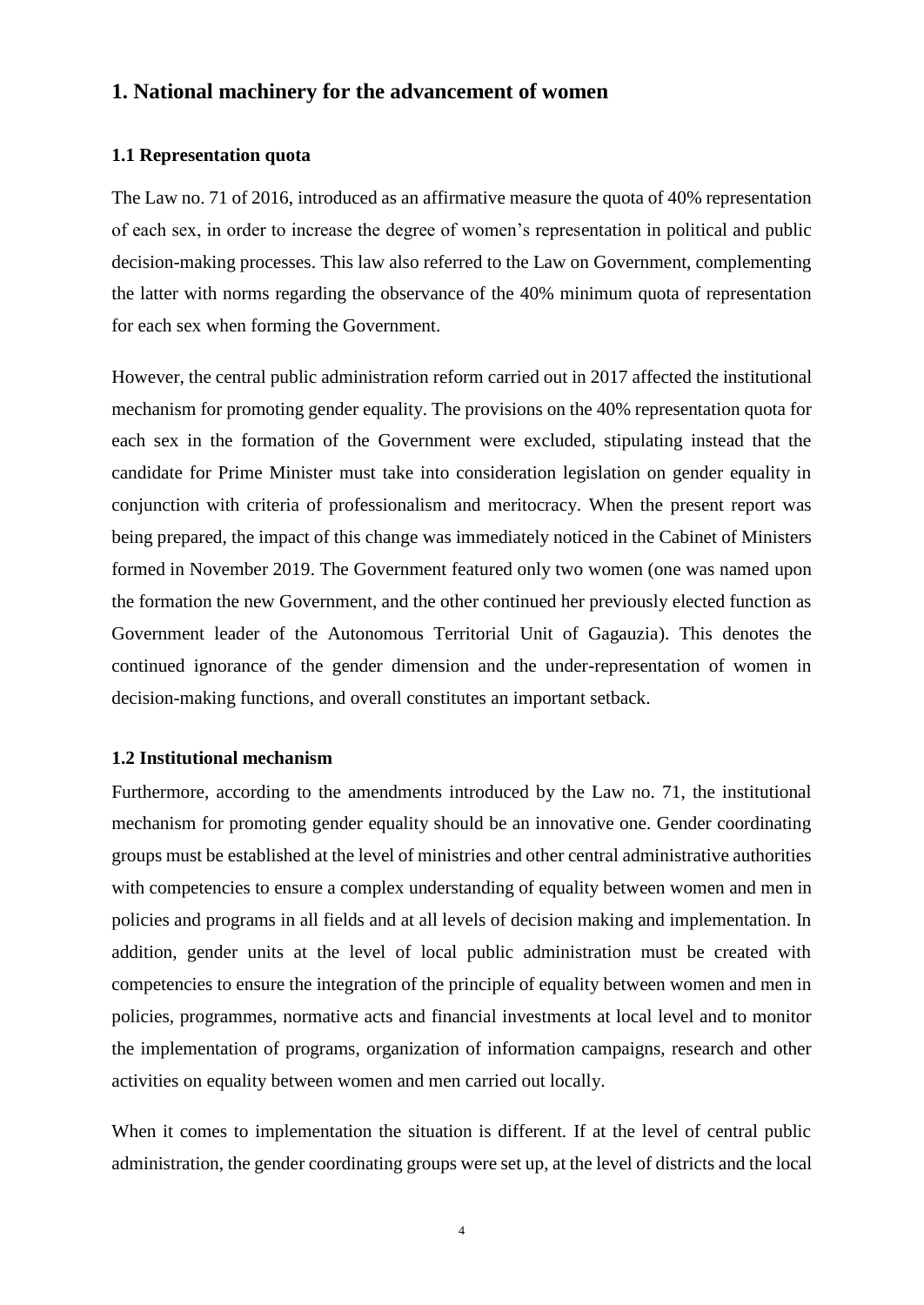## 1. National machinery for the advancement of women

### 1.1 Representation quota

The Law no. 71 of 2016, introduced as an affirmative measure the quota of 40% representation of each sex, in order to increase the degree of women's representation in political and public decision-making processes. This law also referred to the Law on Government, complementing the latter with norms regarding the observance of the 40% minimum quota of representation for each sex when forming the Government.

However, the central public administration reform carried out in 2017 affected the institutional mechanism for promoting gender equality. The provisions on the 40% representation quota for each sex in the formation of the Government were excluded, stipulating instead that the candidate for Prime Minister must take into consideration legislation on gender equality in conjunction with criteria of professionalism and meritocracy. When the present report was being prepared, the impact of this change was immediately noticed in the Cabinet of Ministers formed in November 2019. The Government featured only two women (one was named upon the formation the new Government, and the other continued her previously elected function as Government leader of the Autonomous Territorial Unit of Gagauzia). This denotes the continued ignorance of the gender dimension and the under-representation of women in decision-making functions, and overall constitutes an important setback.

### 1.2 Institutional mechanism

Furthermore, according to the amendments introduced by the Law no. 71, the institutional mechanism for promoting gender equality should be an innovative one. Gender coordinating groups must be established at the level of ministries and other central administrative authorities with competencies to ensure a complex understanding of equality between women and men in policies and programs in all fields and at all levels of decision making and implementation. In addition, gender units at the level of local public administration must be created with competencies to ensure the integration of the principle of equality between women and men in policies, programmes, normative acts and financial investments at local level and to monitor the implementation of programs, organization of information campaigns, research and other activities on equality between women and men carried out locally.

When it comes to implementation the situation is different. If at the level of central public administration, the gender coordinating groups were set up, at the level of districts and the local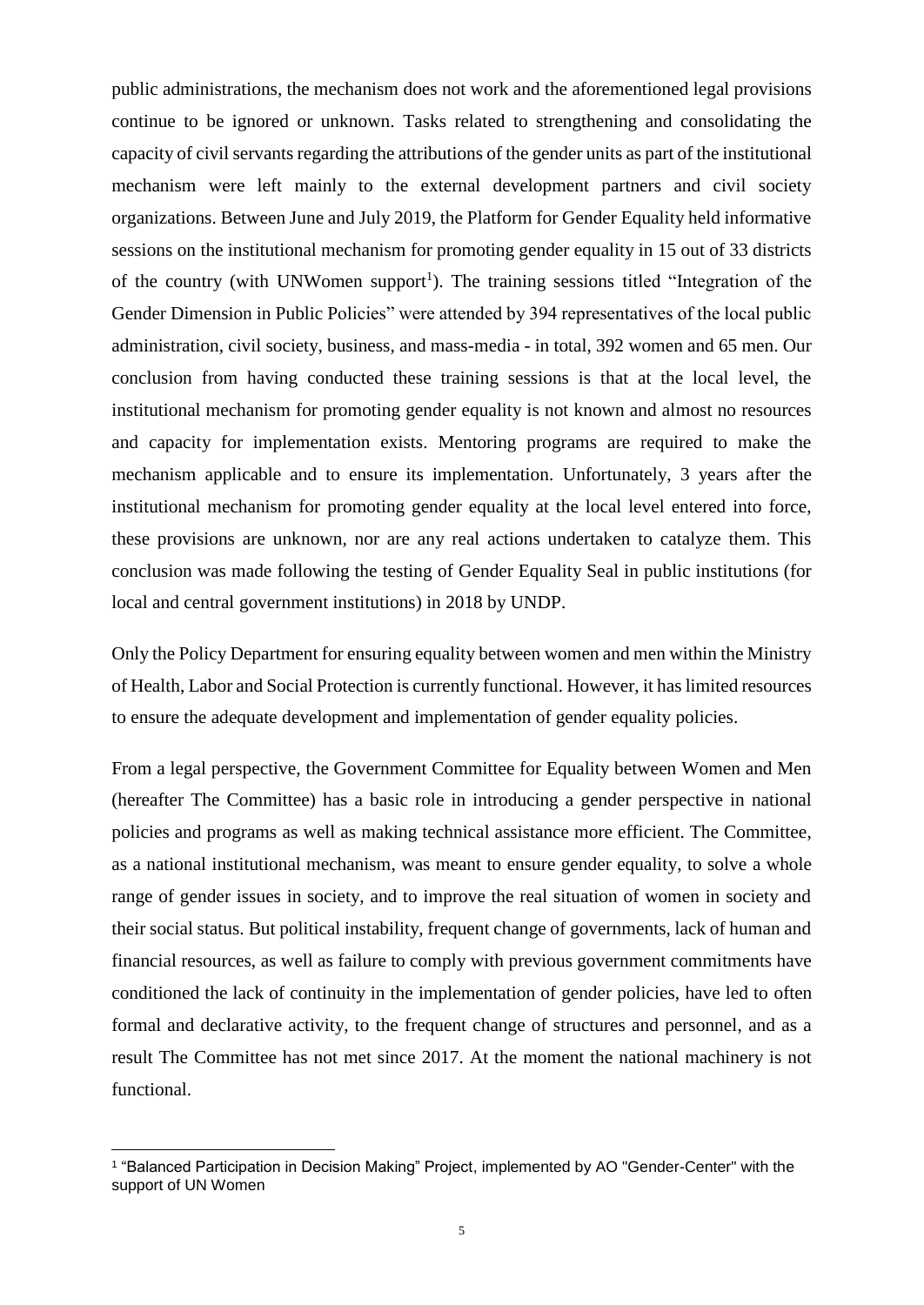public administrations, the mechanism does not work and the aforementioned legal provisions continue to be ignored or unknown. Tasks related to strengthening and consolidating the capacity of civil servants regarding the attributions of the gender units as part of the institutional mechanism were left mainly to the external development partners and civil society organizations. Between June and July 2019, the Platform for Gender Equality held informative sessions on the institutional mechanism for promoting gender equality in 15 out of 33 districts of the country (with UNWomen support[1]). The training sessions titled "Integration of the Gender Dimension in Public Policies" were attended by 394 representatives of the local public administration, civil society, business, and mass-media - in total, 392 women and 65 men. Our conclusion from having conducted these training sessions is that at the local level, the institutional mechanism for promoting gender equality is not known and almost no resources and capacity for implementation exists. Mentoring programs are required to make the mechanism applicable and to ensure its implementation. Unfortunately, 3 years after the institutional mechanism for promoting gender equality at the local level entered into force, these provisions are unknown, nor are any real actions undertaken to catalyze them. This conclusion was made following the testing of Gender Equality Seal in public institutions (for local and central government institutions) in 2018 by UNDP.

Only the Policy Department for ensuring equality between women and men within the Ministry of Health, Labor and Social Protection is currently functional. However, it has limited resources to ensure the adequate development and implementation of gender equality policies.

From a legal perspective, the Government Committee for Equality between Women and Men (hereafter The Committee) has a basic role in introducing a gender perspective in national policies and programs as well as making technical assistance more efficient. The Committee, as a national institutional mechanism, was meant to ensure gender equality, to solve a whole range of gender issues in society, and to improve the real situation of women in society and their social status. But political instability, frequent change of governments, lack of human and financial resources, as well as failure to comply with previous government commitments have conditioned the lack of continuity in the implementation of gender policies, have led to often formal and declarative activity, to the frequent change of structures and personnel, and as a result The Committee has not met since 2017. At the moment the national machinery is not functional.

[1] "Balanced Participation in Decision Making" Project, implemented by AO "Gender-Center" with the support of UN Women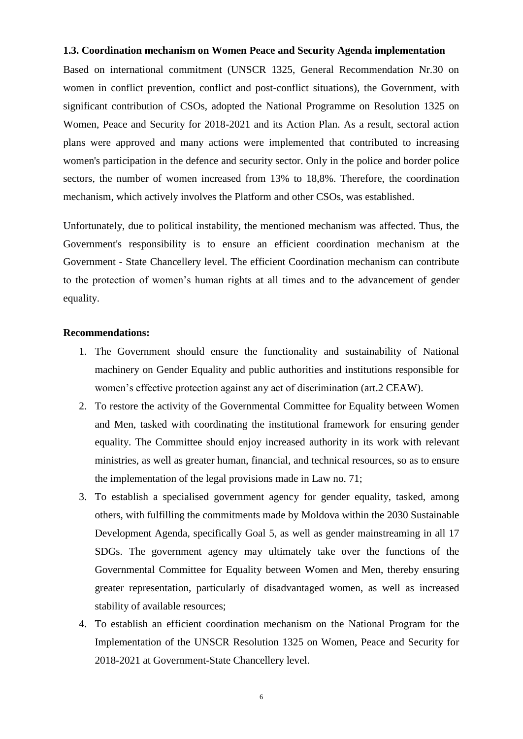### 1.3. Coordination mechanism on Women Peace and Security Agenda implementation

Based on international commitment (UNSCR 1325, General Recommendation Nr.30 on women in conflict prevention, conflict and post-conflict situations), the Government, with significant contribution of CSOs, adopted the National Programme on Resolution 1325 on Women, Peace and Security for 2018-2021 and its Action Plan. As a result, sectoral action plans were approved and many actions were implemented that contributed to increasing women's participation in the defence and security sector. Only in the police and border police sectors, the number of women increased from 13% to 18,8%. Therefore, the coordination mechanism, which actively involves the Platform and other CSOs, was established.

Unfortunately, due to political instability, the mentioned mechanism was affected. Thus, the Government's responsibility is to ensure an efficient coordination mechanism at the Government - State Chancellery level. The efficient Coordination mechanism can contribute to the protection of women's human rights at all times and to the advancement of gender equality.

**Recommendations:**

1. The Government should ensure the functionality and sustainability of National machinery on Gender Equality and public authorities and institutions responsible for women's effective protection against any act of discrimination (art.2 CEAW).
2. To restore the activity of the Governmental Committee for Equality between Women and Men, tasked with coordinating the institutional framework for ensuring gender equality. The Committee should enjoy increased authority in its work with relevant ministries, as well as greater human, financial, and technical resources, so as to ensure the implementation of the legal provisions made in Law no. 71;
3. To establish a specialised government agency for gender equality, tasked, among others, with fulfilling the commitments made by Moldova within the 2030 Sustainable Development Agenda, specifically Goal 5, as well as gender mainstreaming in all 17 SDGs. The government agency may ultimately take over the functions of the Governmental Committee for Equality between Women and Men, thereby ensuring greater representation, particularly of disadvantaged women, as well as increased stability of available resources;
4. To establish an efficient coordination mechanism on the National Program for the Implementation of the UNSCR Resolution 1325 on Women, Peace and Security for 2018-2021 at Government-State Chancellery level.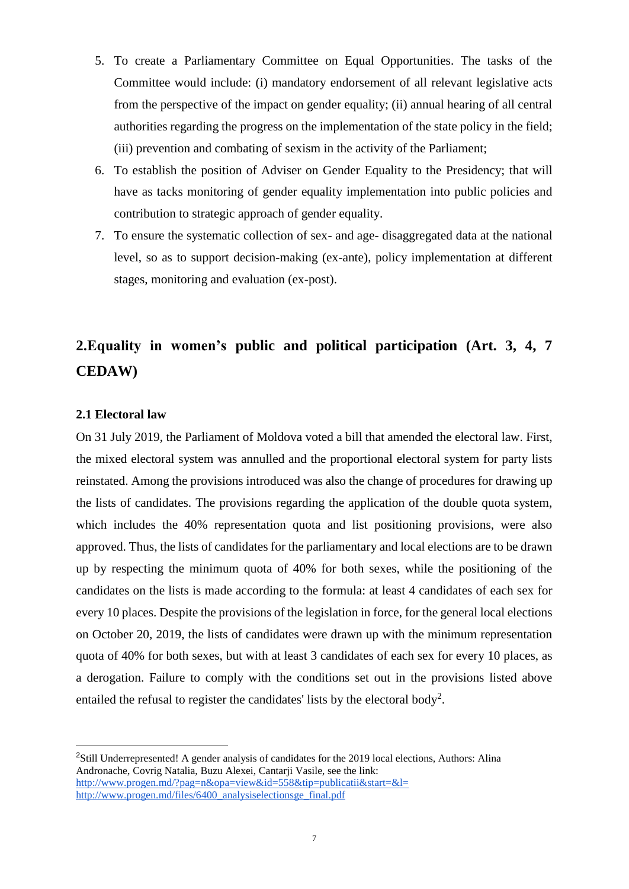5. To create a Parliamentary Committee on Equal Opportunities. The tasks of the Committee would include: (i) mandatory endorsement of all relevant legislative acts from the perspective of the impact on gender equality; (ii) annual hearing of all central authorities regarding the progress on the implementation of the state policy in the field; (iii) prevention and combating of sexism in the activity of the Parliament;
6. To establish the position of Adviser on Gender Equality to the Presidency; that will have as tacks monitoring of gender equality implementation into public policies and contribution to strategic approach of gender equality.
7. To ensure the systematic collection of sex- and age- disaggregated data at the national level, so as to support decision-making (ex-ante), policy implementation at different stages, monitoring and evaluation (ex-post).

## 2.Equality in women's public and political participation (Art. 3, 4, 7 CEDAW)

### 2.1 Electoral law

On 31 July 2019, the Parliament of Moldova voted a bill that amended the electoral law. First, the mixed electoral system was annulled and the proportional electoral system for party lists reinstated. Among the provisions introduced was also the change of procedures for drawing up the lists of candidates. The provisions regarding the application of the double quota system, which includes the 40% representation quota and list positioning provisions, were also approved. Thus, the lists of candidates for the parliamentary and local elections are to be drawn up by respecting the minimum quota of 40% for both sexes, while the positioning of the candidates on the lists is made according to the formula: at least 4 candidates of each sex for every 10 places. Despite the provisions of the legislation in force, for the general local elections on October 20, 2019, the lists of candidates were drawn up with the minimum representation quota of 40% for both sexes, but with at least 3 candidates of each sex for every 10 places, as a derogation. Failure to comply with the conditions set out in the provisions listed above entailed the refusal to register the candidates' lists by the electoral body[2].

---

[2] Still Underrepresented! A gender analysis of candidates for the 2019 local elections, Authors: Alina Andronache, Covrig Natalia, Buzu Alexei, Cantarji Vasile, see the link: http://www.progen.md/?pag=n&opa=view&id=558&tip=publicatii&start=&l= http://www.progen.md/files/6400_analysiselectionsge_final.pdf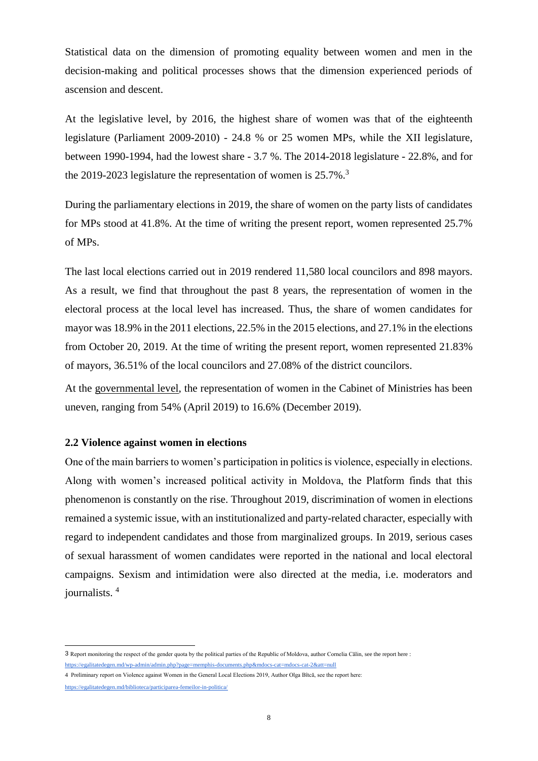Statistical data on the dimension of promoting equality between women and men in the decision-making and political processes shows that the dimension experienced periods of ascension and descent.

At the legislative level, by 2016, the highest share of women was that of the eighteenth legislature (Parliament 2009-2010) - 24.8 % or 25 women MPs, while the XII legislature, between 1990-1994, had the lowest share - 3.7 %. The 2014-2018 legislature - 22.8%, and for the 2019-2023 legislature the representation of women is 25.7%.[3]

During the parliamentary elections in 2019, the share of women on the party lists of candidates for MPs stood at 41.8%. At the time of writing the present report, women represented 25.7% of MPs.

The last local elections carried out in 2019 rendered 11,580 local councilors and 898 mayors. As a result, we find that throughout the past 8 years, the representation of women in the electoral process at the local level has increased. Thus, the share of women candidates for mayor was 18.9% in the 2011 elections, 22.5% in the 2015 elections, and 27.1% in the elections from October 20, 2019. At the time of writing the present report, women represented 21.83% of mayors, 36.51% of the local councilors and 27.08% of the district councilors.

At the governmental level, the representation of women in the Cabinet of Ministries has been uneven, ranging from 54% (April 2019) to 16.6% (December 2019).

### 2.2 Violence against women in elections

One of the main barriers to women's participation in politics is violence, especially in elections. Along with women's increased political activity in Moldova, the Platform finds that this phenomenon is constantly on the rise. Throughout 2019, discrimination of women in elections remained a systemic issue, with an institutionalized and party-related character, especially with regard to independent candidates and those from marginalized groups. In 2019, serious cases of sexual harassment of women candidates were reported in the national and local electoral campaigns. Sexism and intimidation were also directed at the media, i.e. moderators and journalists. [4]

---

3 Report monitoring the respect of the gender quota by the political parties of the Republic of Moldova, author Cornelia Călin, see the report here : https://egalitatedegen.md/wp-admin/admin.php?page=memphis-documents.php&mdocs-cat=mdocs-cat-2&att=null

4 Preliminary report on Violence against Women in the General Local Elections 2019, Author Olga Bîtcă, see the report here: https://egalitatedegen.md/biblioteca/participarea-femeilor-in-politica/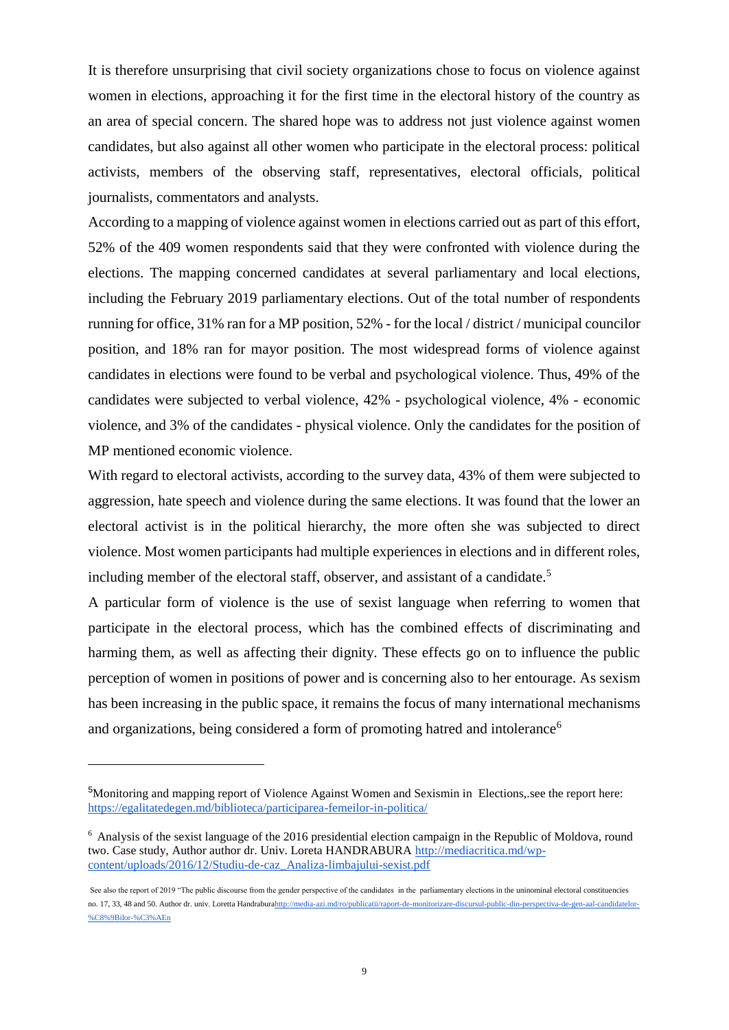It is therefore unsurprising that civil society organizations chose to focus on violence against women in elections, approaching it for the first time in the electoral history of the country as an area of special concern. The shared hope was to address not just violence against women candidates, but also against all other women who participate in the electoral process: political activists, members of the observing staff, representatives, electoral officials, political journalists, commentators and analysts.

According to a mapping of violence against women in elections carried out as part of this effort, 52% of the 409 women respondents said that they were confronted with violence during the elections. The mapping concerned candidates at several parliamentary and local elections, including the February 2019 parliamentary elections. Out of the total number of respondents running for office, 31% ran for a MP position, 52% - for the local / district / municipal councilor position, and 18% ran for mayor position. The most widespread forms of violence against candidates in elections were found to be verbal and psychological violence. Thus, 49% of the candidates were subjected to verbal violence, 42% - psychological violence, 4% - economic violence, and 3% of the candidates - physical violence. Only the candidates for the position of MP mentioned economic violence.

With regard to electoral activists, according to the survey data, 43% of them were subjected to aggression, hate speech and violence during the same elections. It was found that the lower an electoral activist is in the political hierarchy, the more often she was subjected to direct violence. Most women participants had multiple experiences in elections and in different roles, including member of the electoral staff, observer, and assistant of a candidate.[5]

A particular form of violence is the use of sexist language when referring to women that participate in the electoral process, which has the combined effects of discriminating and harming them, as well as affecting their dignity. These effects go on to influence the public perception of women in positions of power and is concerning also to her entourage. As sexism has been increasing in the public space, it remains the focus of many international mechanisms and organizations, being considered a form of promoting hatred and intolerance[6]

---

[5] Monitoring and mapping report of Violence Against Women and Sexismin in Elections,.see the report here: https://egalitatedegen.md/biblioteca/participarea-femeilor-in-politica/

[6] Analysis of the sexist language of the 2016 presidential election campaign in the Republic of Moldova, round two. Case study, Author author dr. Univ. Loreta HANDRABURA http://mediacritica.md/wp-content/uploads/2016/12/Studiu-de-caz_Analiza-limbajului-sexist.pdf

See also the report of 2019 "The public discourse from the gender perspective of the candidates in the parliamentary elections in the uninominal electoral constituencies no. 17, 33, 48 and 50. Author dr. univ. Loretta Handraburahttp://media-azi.md/ro/publicatii/raport-de-monitorizare-discursul-public-din-perspectiva-de-gen-aal-candidatelor-%C8%9Bilor-%C3%AEn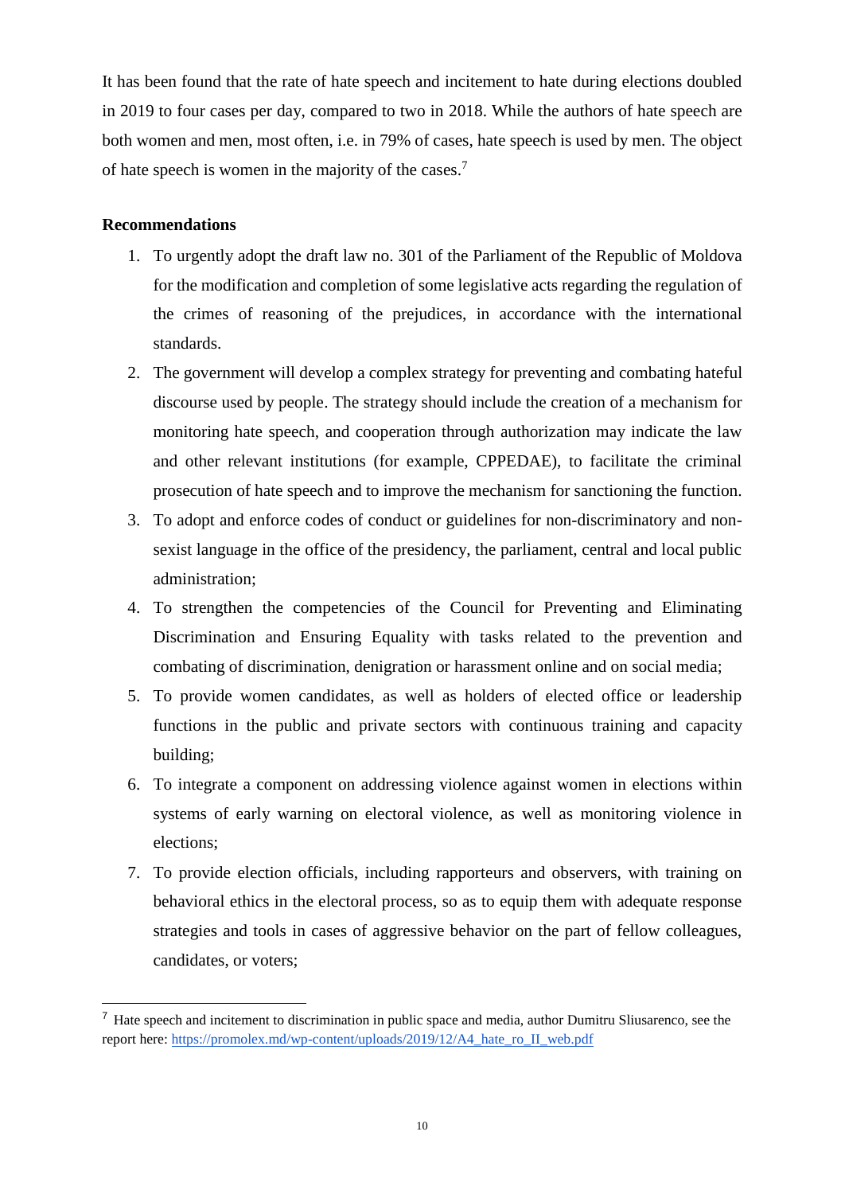It has been found that the rate of hate speech and incitement to hate during elections doubled in 2019 to four cases per day, compared to two in 2018. While the authors of hate speech are both women and men, most often, i.e. in 79% of cases, hate speech is used by men. The object of hate speech is women in the majority of the cases.[7]

**Recommendations**

1. To urgently adopt the draft law no. 301 of the Parliament of the Republic of Moldova for the modification and completion of some legislative acts regarding the regulation of the crimes of reasoning of the prejudices, in accordance with the international standards.
2. The government will develop a complex strategy for preventing and combating hateful discourse used by people. The strategy should include the creation of a mechanism for monitoring hate speech, and cooperation through authorization may indicate the law and other relevant institutions (for example, CPPEDAE), to facilitate the criminal prosecution of hate speech and to improve the mechanism for sanctioning the function.
3. To adopt and enforce codes of conduct or guidelines for non-discriminatory and non-sexist language in the office of the presidency, the parliament, central and local public administration;
4. To strengthen the competencies of the Council for Preventing and Eliminating Discrimination and Ensuring Equality with tasks related to the prevention and combating of discrimination, denigration or harassment online and on social media;
5. To provide women candidates, as well as holders of elected office or leadership functions in the public and private sectors with continuous training and capacity building;
6. To integrate a component on addressing violence against women in elections within systems of early warning on electoral violence, as well as monitoring violence in elections;
7. To provide election officials, including rapporteurs and observers, with training on behavioral ethics in the electoral process, so as to equip them with adequate response strategies and tools in cases of aggressive behavior on the part of fellow colleagues, candidates, or voters;

[7] Hate speech and incitement to discrimination in public space and media, author Dumitru Sliusarenco, see the report here: https://promolex.md/wp-content/uploads/2019/12/A4_hate_ro_II_web.pdf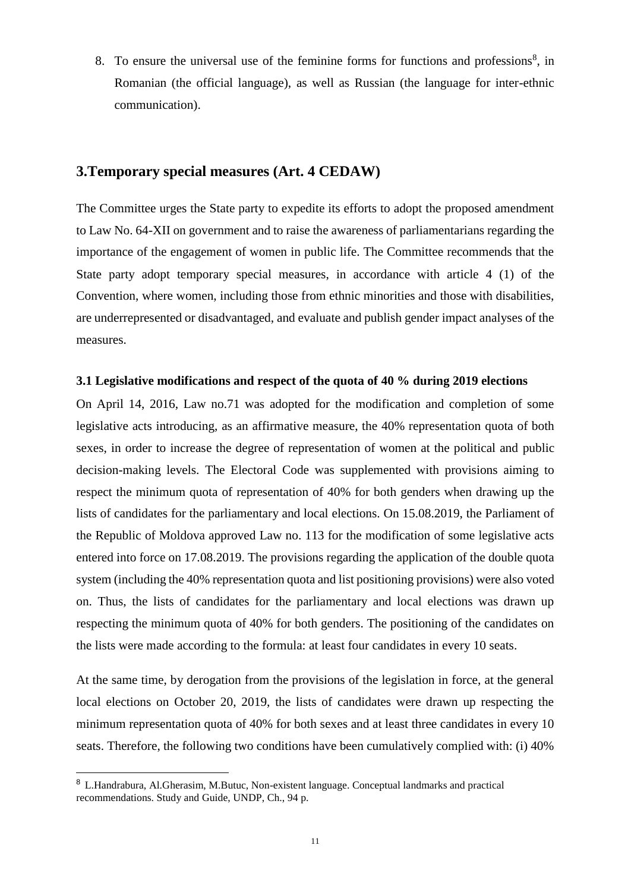8. To ensure the universal use of the feminine forms for functions and professions[8], in Romanian (the official language), as well as Russian (the language for inter-ethnic communication).

## 3.Temporary special measures (Art. 4 CEDAW)

The Committee urges the State party to expedite its efforts to adopt the proposed amendment to Law No. 64-XII on government and to raise the awareness of parliamentarians regarding the importance of the engagement of women in public life. The Committee recommends that the State party adopt temporary special measures, in accordance with article 4 (1) of the Convention, where women, including those from ethnic minorities and those with disabilities, are underrepresented or disadvantaged, and evaluate and publish gender impact analyses of the measures.

### 3.1 Legislative modifications and respect of the quota of 40 % during 2019 elections

On April 14, 2016, Law no.71 was adopted for the modification and completion of some legislative acts introducing, as an affirmative measure, the 40% representation quota of both sexes, in order to increase the degree of representation of women at the political and public decision-making levels. The Electoral Code was supplemented with provisions aiming to respect the minimum quota of representation of 40% for both genders when drawing up the lists of candidates for the parliamentary and local elections. On 15.08.2019, the Parliament of the Republic of Moldova approved Law no. 113 for the modification of some legislative acts entered into force on 17.08.2019. The provisions regarding the application of the double quota system (including the 40% representation quota and list positioning provisions) were also voted on. Thus, the lists of candidates for the parliamentary and local elections was drawn up respecting the minimum quota of 40% for both genders. The positioning of the candidates on the lists were made according to the formula: at least four candidates in every 10 seats.

At the same time, by derogation from the provisions of the legislation in force, at the general local elections on October 20, 2019, the lists of candidates were drawn up respecting the minimum representation quota of 40% for both sexes and at least three candidates in every 10 seats. Therefore, the following two conditions have been cumulatively complied with: (i) 40%

[8] L.Handrabura, Al.Gherasim, M.Butuc, Non-existent language. Conceptual landmarks and practical recommendations. Study and Guide, UNDP, Ch., 94 p.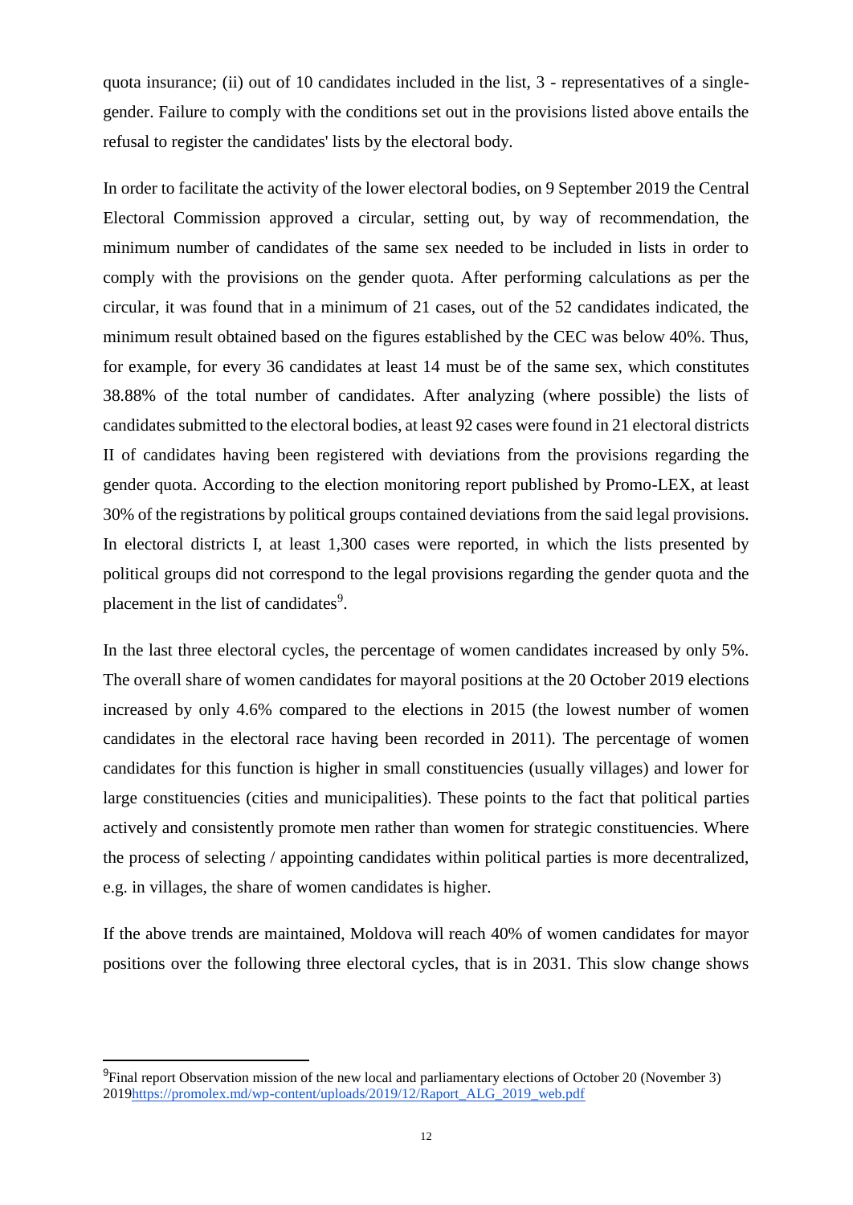quota insurance; (ii) out of 10 candidates included in the list, 3 - representatives of a single-gender. Failure to comply with the conditions set out in the provisions listed above entails the refusal to register the candidates' lists by the electoral body.

In order to facilitate the activity of the lower electoral bodies, on 9 September 2019 the Central Electoral Commission approved a circular, setting out, by way of recommendation, the minimum number of candidates of the same sex needed to be included in lists in order to comply with the provisions on the gender quota. After performing calculations as per the circular, it was found that in a minimum of 21 cases, out of the 52 candidates indicated, the minimum result obtained based on the figures established by the CEC was below 40%. Thus, for example, for every 36 candidates at least 14 must be of the same sex, which constitutes 38.88% of the total number of candidates. After analyzing (where possible) the lists of candidates submitted to the electoral bodies, at least 92 cases were found in 21 electoral districts II of candidates having been registered with deviations from the provisions regarding the gender quota. According to the election monitoring report published by Promo-LEX, at least 30% of the registrations by political groups contained deviations from the said legal provisions. In electoral districts I, at least 1,300 cases were reported, in which the lists presented by political groups did not correspond to the legal provisions regarding the gender quota and the placement in the list of candidates[9].

In the last three electoral cycles, the percentage of women candidates increased by only 5%. The overall share of women candidates for mayoral positions at the 20 October 2019 elections increased by only 4.6% compared to the elections in 2015 (the lowest number of women candidates in the electoral race having been recorded in 2011). The percentage of women candidates for this function is higher in small constituencies (usually villages) and lower for large constituencies (cities and municipalities). These points to the fact that political parties actively and consistently promote men rather than women for strategic constituencies. Where the process of selecting / appointing candidates within political parties is more decentralized, e.g. in villages, the share of women candidates is higher.

If the above trends are maintained, Moldova will reach 40% of women candidates for mayor positions over the following three electoral cycles, that is in 2031. This slow change shows

---

[9] Final report Observation mission of the new local and parliamentary elections of October 20 (November 3) 2019https://promolex.md/wp-content/uploads/2019/12/Raport_ALG_2019_web.pdf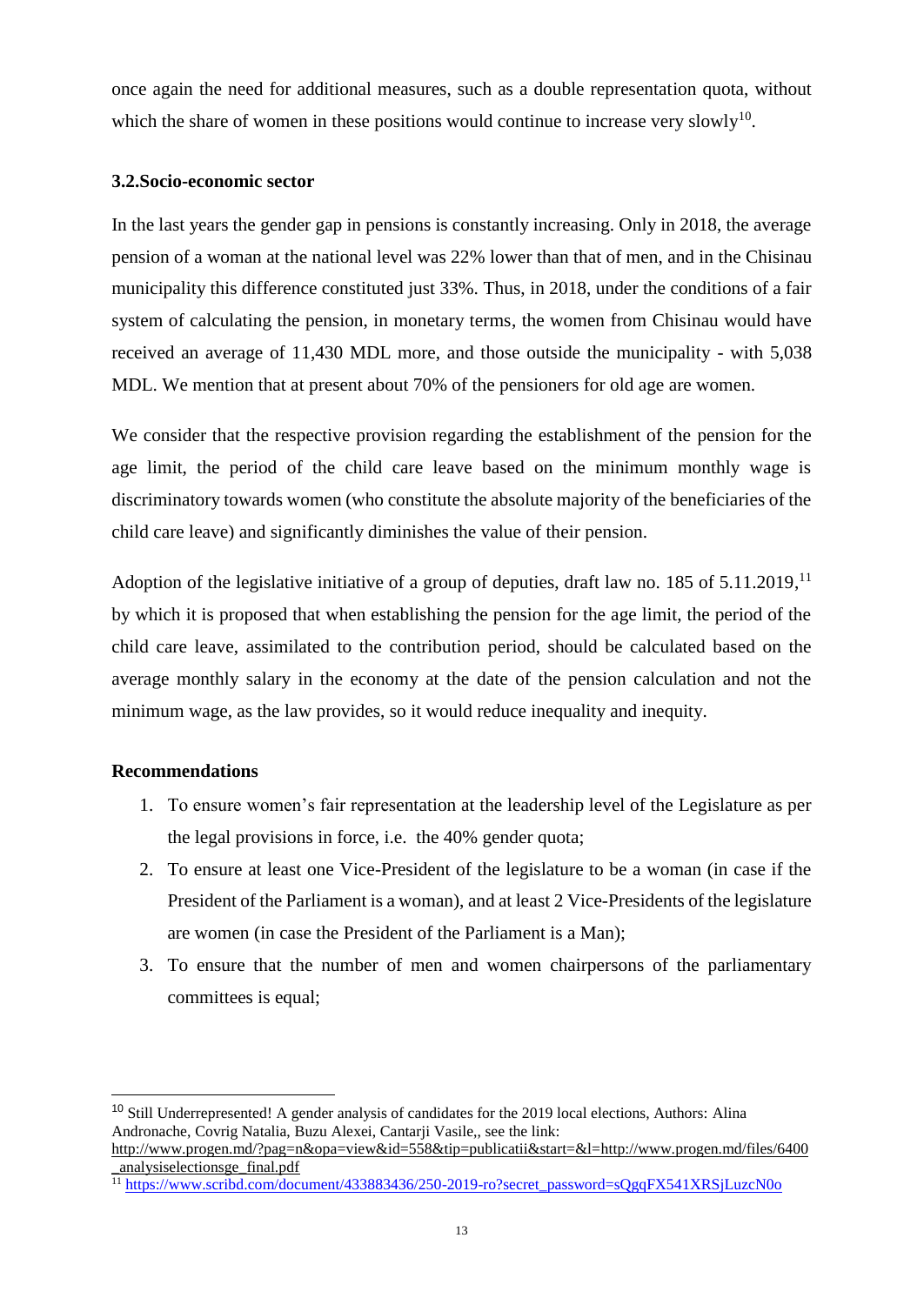once again the need for additional measures, such as a double representation quota, without which the share of women in these positions would continue to increase very slowly[10].

### 3.2.Socio-economic sector

In the last years the gender gap in pensions is constantly increasing. Only in 2018, the average pension of a woman at the national level was 22% lower than that of men, and in the Chisinau municipality this difference constituted just 33%. Thus, in 2018, under the conditions of a fair system of calculating the pension, in monetary terms, the women from Chisinau would have received an average of 11,430 MDL more, and those outside the municipality - with 5,038 MDL. We mention that at present about 70% of the pensioners for old age are women.

We consider that the respective provision regarding the establishment of the pension for the age limit, the period of the child care leave based on the minimum monthly wage is discriminatory towards women (who constitute the absolute majority of the beneficiaries of the child care leave) and significantly diminishes the value of their pension.

Adoption of the legislative initiative of a group of deputies, draft law no. 185 of 5.11.2019,[11] by which it is proposed that when establishing the pension for the age limit, the period of the child care leave, assimilated to the contribution period, should be calculated based on the average monthly salary in the economy at the date of the pension calculation and not the minimum wage, as the law provides, so it would reduce inequality and inequity.

**Recommendations**

1. To ensure women's fair representation at the leadership level of the Legislature as per the legal provisions in force, i.e. the 40% gender quota;
2. To ensure at least one Vice-President of the legislature to be a woman (in case if the President of the Parliament is a woman), and at least 2 Vice-Presidents of the legislature are women (in case the President of the Parliament is a Man);
3. To ensure that the number of men and women chairpersons of the parliamentary committees is equal;

---

[10] Still Underrepresented! A gender analysis of candidates for the 2019 local elections, Authors: Alina Andronache, Covrig Natalia, Buzu Alexei, Cantarji Vasile,, see the link: http://www.progen.md/?pag=n&opa=view&id=558&tip=publicatii&start=&l=http://www.progen.md/files/6400_analysiselectionsge_final.pdf

[11] https://www.scribd.com/document/433883436/250-2019-ro?secret_password=sQgqFX541XRSjLuzcN0o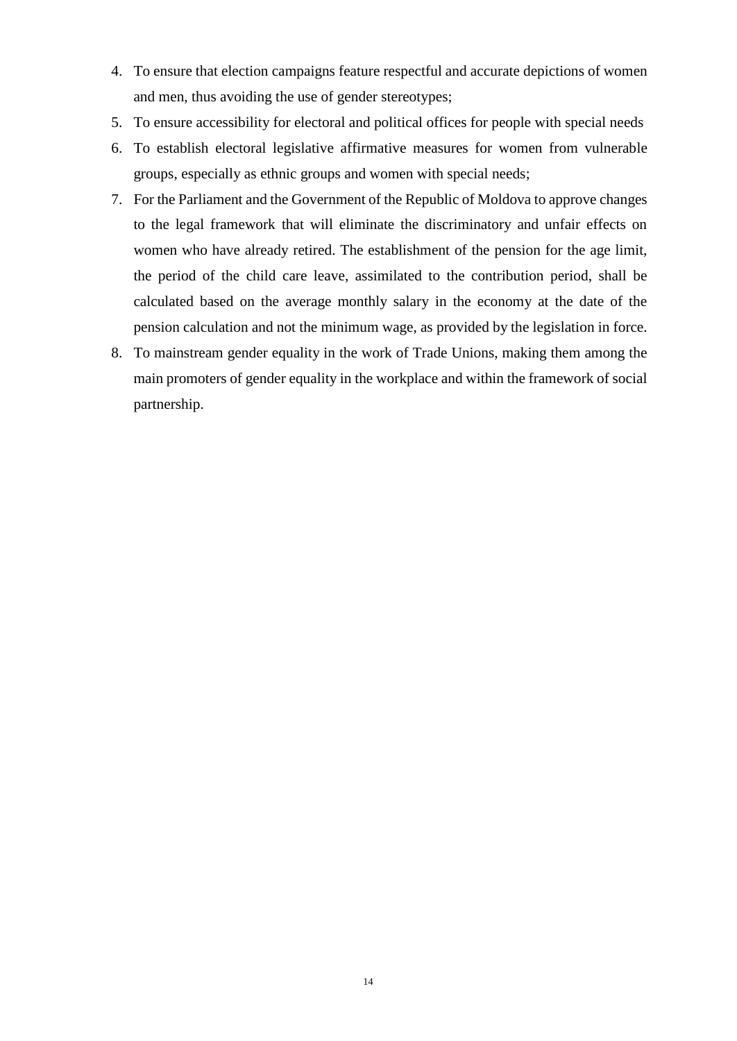4. To ensure that election campaigns feature respectful and accurate depictions of women and men, thus avoiding the use of gender stereotypes;
5. To ensure accessibility for electoral and political offices for people with special needs
6. To establish electoral legislative affirmative measures for women from vulnerable groups, especially as ethnic groups and women with special needs;
7. For the Parliament and the Government of the Republic of Moldova to approve changes to the legal framework that will eliminate the discriminatory and unfair effects on women who have already retired. The establishment of the pension for the age limit, the period of the child care leave, assimilated to the contribution period, shall be calculated based on the average monthly salary in the economy at the date of the pension calculation and not the minimum wage, as provided by the legislation in force.
8. To mainstream gender equality in the work of Trade Unions, making them among the main promoters of gender equality in the workplace and within the framework of social partnership.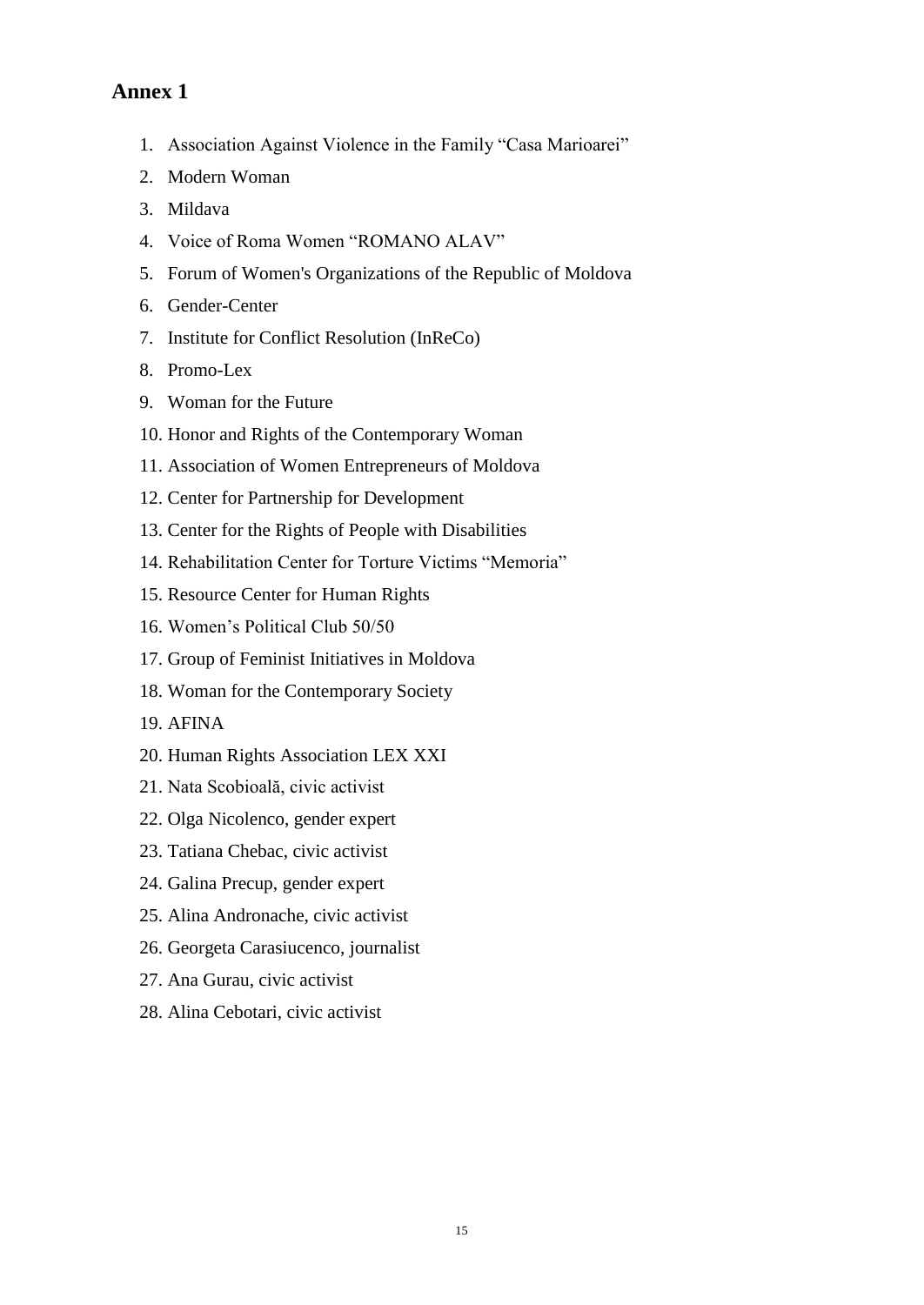# Annex 1

1. Association Against Violence in the Family "Casa Marioarei"
2. Modern Woman
3. Mildava
4. Voice of Roma Women "ROMANO ALAV"
5. Forum of Women's Organizations of the Republic of Moldova
6. Gender-Center
7. Institute for Conflict Resolution (InReCo)
8. Promo-Lex
9. Woman for the Future
10. Honor and Rights of the Contemporary Woman
11. Association of Women Entrepreneurs of Moldova
12. Center for Partnership for Development
13. Center for the Rights of People with Disabilities
14. Rehabilitation Center for Torture Victims "Memoria"
15. Resource Center for Human Rights
16. Women's Political Club 50/50
17. Group of Feminist Initiatives in Moldova
18. Woman for the Contemporary Society
19. AFINA
20. Human Rights Association LEX XXI
21. Nata Scobioală, civic activist
22. Olga Nicolenco, gender expert
23. Tatiana Chebac, civic activist
24. Galina Precup, gender expert
25. Alina Andronache, civic activist
26. Georgeta Carasiucenco, journalist
27. Ana Gurau, civic activist
28. Alina Cebotari, civic activist